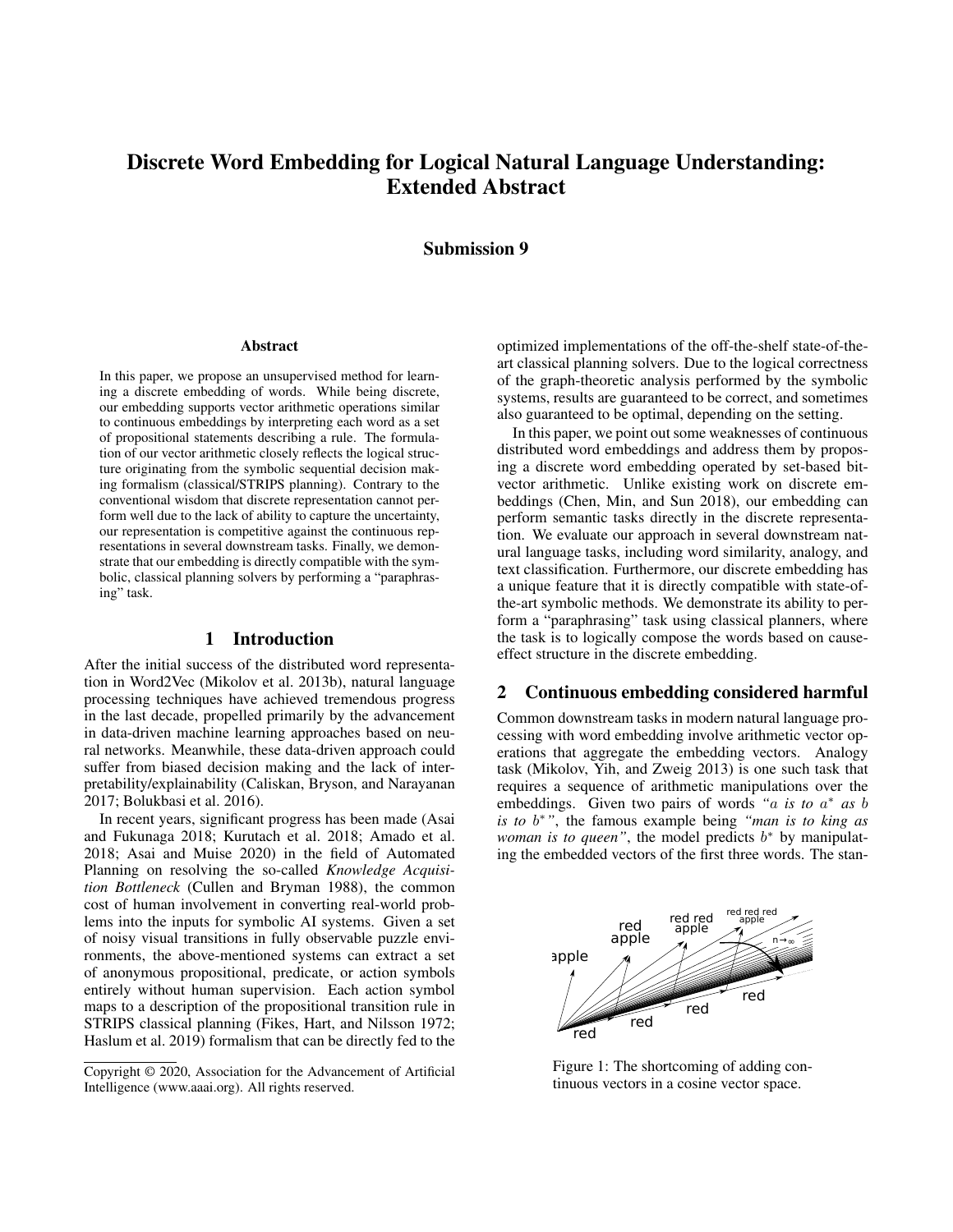# Discrete Word Embedding for Logical Natural Language Understanding: Extended Abstract

**Submission 9**

### Abstract

In this paper, we propose an unsupervised method for learning a discrete embedding of words. While being discrete, our embedding supports vector arithmetic operations similar to continuous embeddings by interpreting each word as a set of propositional statements describing a rule. The formulation of our vector arithmetic closely reflects the logical structure originating from the symbolic sequential decision making formalism (classical/STRIPS planning). Contrary to the conventional wisdom that discrete representation cannot perform well due to the lack of ability to capture the uncertainty, our representation is competitive against the continuous representations in several downstream tasks. Finally, we demonstrate that our embedding is directly compatible with the symbolic, classical planning solvers by performing a "paraphrasing" task.

## 1 Introduction

After the initial success of the distributed word representation in Word2Vec (Mikolov et al. 2013b), natural language processing techniques have achieved tremendous progress in the last decade, propelled primarily by the advancement in data-driven machine learning approaches based on neural networks. Meanwhile, these data-driven approach could suffer from biased decision making and the lack of interpretability/explainability (Caliskan, Bryson, and Narayanan 2017; Bolukbasi et al. 2016).

In recent years, significant progress has been made (Asai and Fukunaga 2018; Kurutach et al. 2018; Amado et al. 2018; Asai and Muise 2020) in the field of Automated Planning on resolving the so-called *Knowledge Acquisition Bottleneck* (Cullen and Bryman 1988), the common cost of human involvement in converting real-world problems into the inputs for symbolic AI systems. Given a set of noisy visual transitions in fully observable puzzle environments, the above-mentioned systems can extract a set of anonymous propositional, predicate, or action symbols entirely without human supervision. Each action symbol maps to a description of the propositional transition rule in STRIPS classical planning (Fikes, Hart, and Nilsson 1972; Haslum et al. 2019) formalism that can be directly fed to the optimized implementations of the off-the-shelf state-of-the-art classical planning solvers. Due to the logical correctness of the graph-theoretic analysis performed by the symbolic systems, results are guaranteed to be correct, and sometimes also guaranteed to be optimal, depending on the setting.

In this paper, we point out some weaknesses of continuous distributed word embeddings and address them by proposing a discrete word embedding operated by set-based bit-vector arithmetic. Unlike existing work on discrete embeddings (Chen, Min, and Sun 2018), our embedding can perform semantic tasks directly in the discrete representation. We evaluate our approach in several downstream natural language tasks, including word similarity, analogy, and text classification. Furthermore, our discrete embedding has a unique feature that it is directly compatible with state-of-the-art symbolic methods. We demonstrate its ability to perform a "paraphrasing" task using classical planners, where the task is to logically compose the words based on cause-effect structure in the discrete embedding.

## 2 Continuous embedding considered harmful

Common downstream tasks in modern natural language processing with word embedding involve arithmetic vector operations that aggregate the embedding vectors. Analogy task (Mikolov, Yih, and Zweig 2013) is one such task that requires a sequence of arithmetic manipulations over the embeddings. Given two pairs of words *"$a$ is to $a^*$ as $b$ is to $b^*$"*, the famous example being *"man is to king as woman is to queen"*, the model predicts $b^*$ by manipulating the embedded vectors of the first three words. The stan-

Figure 1: The shortcoming of adding continuous vectors in a cosine vector space.

Copyright © 2020, Association for the Advancement of Artificial Intelligence (www.aaai.org). All rights reserved.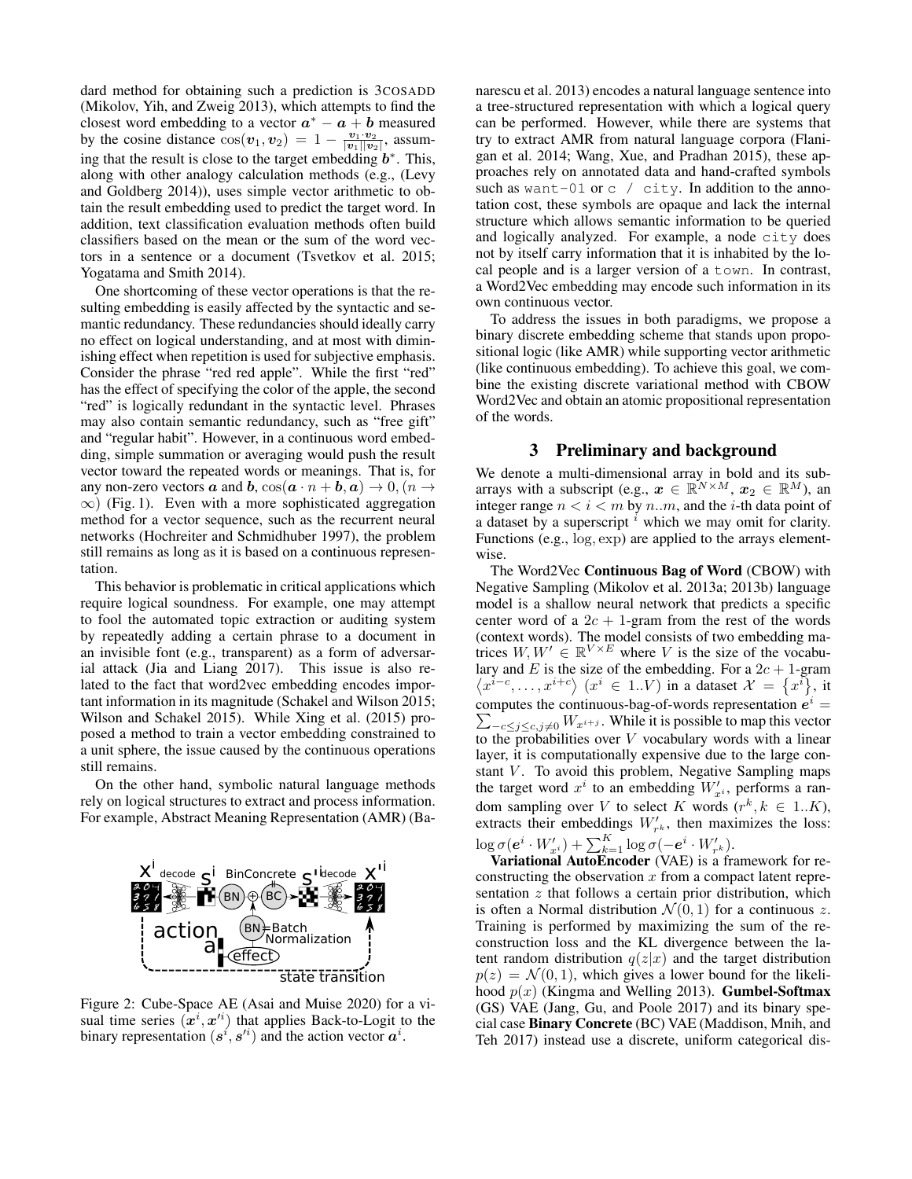dard method for obtaining such a prediction is 3COSADD (Mikolov, Yih, and Zweig 2013), which attempts to find the closest word embedding to a vector $\boldsymbol{a}^* - \boldsymbol{a} + \boldsymbol{b}$ measured by the cosine distance $\cos(\boldsymbol{v}_1, \boldsymbol{v}_2) = 1 - \frac{\boldsymbol{v}_1 \cdot \boldsymbol{v}_2}{|\boldsymbol{v}_1||\boldsymbol{v}_2|}$, assuming that the result is close to the target embedding $\boldsymbol{b}^*$. This, along with other analogy calculation methods (e.g., (Levy and Goldberg 2014)), uses simple vector arithmetic to obtain the result embedding used to predict the target word. In addition, text classification evaluation methods often build classifiers based on the mean or the sum of the word vectors in a sentence or a document (Tsvetkov et al. 2015; Yogatama and Smith 2014).

One shortcoming of these vector operations is that the resulting embedding is easily affected by the syntactic and semantic redundancy. These redundancies should ideally carry no effect on logical understanding, and at most with diminishing effect when repetition is used for subjective emphasis. Consider the phrase "red red apple". While the first "red" has the effect of specifying the color of the apple, the second "red" is logically redundant in the syntactic level. Phrases may also contain semantic redundancy, such as "free gift" and "regular habit". However, in a continuous word embedding, simple summation or averaging would push the result vector toward the repeated words or meanings. That is, for any non-zero vectors $\boldsymbol{a}$ and $\boldsymbol{b}$, $\cos(\boldsymbol{a} \cdot n + \boldsymbol{b}, \boldsymbol{a}) \to 0, (n \to \infty)$ (Fig. 1). Even with a more sophisticated aggregation method for a vector sequence, such as the recurrent neural networks (Hochreiter and Schmidhuber 1997), the problem still remains as long as it is based on a continuous representation.

This behavior is problematic in critical applications which require logical soundness. For example, one may attempt to fool the automated topic extraction or auditing system by repeatedly adding a certain phrase to a document in an invisible font (e.g., transparent) as a form of adversarial attack (Jia and Liang 2017). This issue is also related to the fact that word2vec embedding encodes important information in its magnitude (Schakel and Wilson 2015; Wilson and Schakel 2015). While Xing et al. (2015) proposed a method to train a vector embedding constrained to a unit sphere, the issue caused by the continuous operations still remains.

On the other hand, symbolic natural language methods rely on logical structures to extract and process information. For example, Abstract Meaning Representation (AMR) (Banarescu et al. 2013) encodes a natural language sentence into a tree-structured representation with which a logical query can be performed. However, while there are systems that try to extract AMR from natural language corpora (Flanigan et al. 2014; Wang, Xue, and Pradhan 2015), these approaches rely on annotated data and hand-crafted symbols such as `want-01` or `c / city`. In addition to the annotation cost, these symbols are opaque and lack the internal structure which allows semantic information to be queried and logically analyzed. For example, a node `city` does not by itself carry information that it is inhabited by the local people and is a larger version of a `town`. In contrast, a Word2Vec embedding may encode such information in its own continuous vector.

To address the issues in both paradigms, we propose a binary discrete embedding scheme that stands upon propositional logic (like AMR) while supporting vector arithmetic (like continuous embedding). To achieve this goal, we combine the existing discrete variational method with CBOW Word2Vec and obtain an atomic propositional representation of the words.

Figure 2: Cube-Space AE (Asai and Muise 2020) for a visual time series $(\boldsymbol{x}^i, \boldsymbol{x}'^i)$ that applies Back-to-Logit to the binary representation $(\boldsymbol{s}^i, \boldsymbol{s}'^i)$ and the action vector $\boldsymbol{a}^i$.

## 3 Preliminary and background

We denote a multi-dimensional array in bold and its subarrays with a subscript (e.g., $\boldsymbol{x} \in \mathbb{R}^{N \times M}$, $\boldsymbol{x}_2 \in \mathbb{R}^M$), an integer range $n < i < m$ by $n..m$, and the $i$-th data point of a dataset by a superscript $^i$ which we may omit for clarity. Functions (e.g., $\log, \exp$) are applied to the arrays elementwise.

The Word2Vec **Continuous Bag of Word** (CBOW) with Negative Sampling (Mikolov et al. 2013a; 2013b) language model is a shallow neural network that predicts a specific center word of a $2c + 1$-gram from the rest of the words (context words). The model consists of two embedding matrices $W, W' \in \mathbb{R}^{V \times E}$ where $V$ is the size of the vocabulary and $E$ is the size of the embedding. For a $2c + 1$-gram $\left\langle x^{i-c}, \dots, x^{i+c} \right\rangle$ $(x^i \in 1..V)$ in a dataset $\mathcal{X} = \left\{ x^i \right\}$, it computes the continuous-bag-of-words representation $\boldsymbol{e}^i = \sum_{-c \leq j \leq c, j \neq 0} W_{x^{i+j}}$. While it is possible to map this vector to the probabilities over $V$ vocabulary words with a linear layer, it is computationally expensive due to the large constant $V$. To avoid this problem, Negative Sampling maps the target word $x^i$ to an embedding $W'_{x^i}$, performs a random sampling over $V$ to select $K$ words $(r^k, k \in 1..K)$, extracts their embeddings $W'_{r^k}$, then maximizes the loss: $\log \sigma(\boldsymbol{e}^i \cdot W'_{x^i}) + \sum_{k=1}^{K} \log \sigma(-\boldsymbol{e}^i \cdot W'_{r^k})$.

**Variational AutoEncoder** (VAE) is a framework for reconstructing the observation $x$ from a compact latent representation $z$ that follows a certain prior distribution, which is often a Normal distribution $\mathcal{N}(0, 1)$ for a continuous $z$. Training is performed by maximizing the sum of the reconstruction loss and the KL divergence between the latent random distribution $q(z|x)$ and the target distribution $p(z) = \mathcal{N}(0, 1)$, which gives a lower bound for the likelihood $p(x)$ (Kingma and Welling 2013). **Gumbel-Softmax** (GS) VAE (Jang, Gu, and Poole 2017) and its binary special case **Binary Concrete** (BC) VAE (Maddison, Mnih, and Teh 2017) instead use a discrete, uniform categorical dis-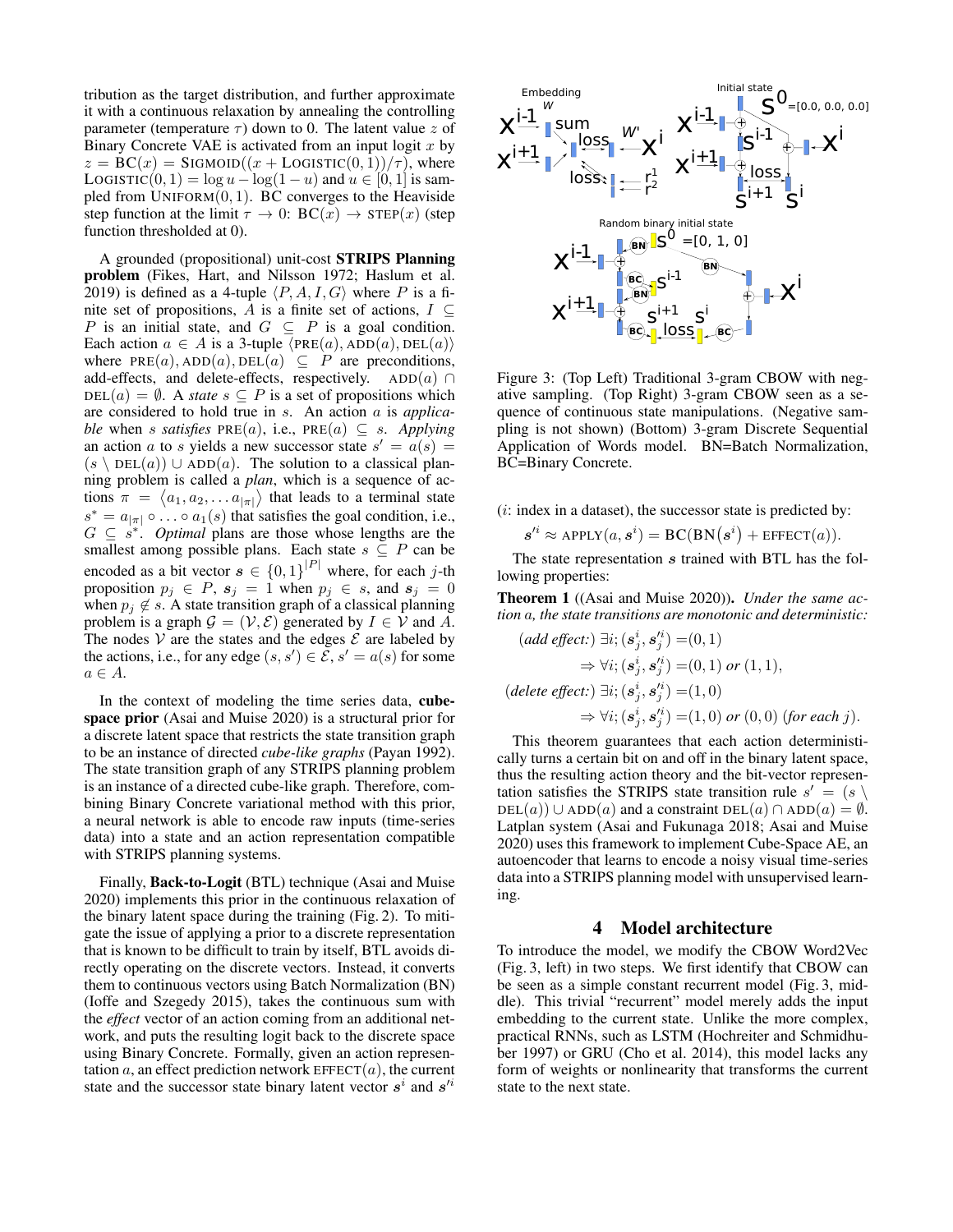tribution as the target distribution, and further approximate it with a continuous relaxation by annealing the controlling parameter (temperature $\tau$) down to 0. The latent value $z$ of Binary Concrete VAE is activated from an input logit $x$ by $z = \mathrm{BC}(x) = \mathrm{SIGMOID}((x + \mathrm{LOGISTIC}(0,1))/\tau)$, where $\mathrm{LOGISTIC}(0,1) = \log u - \log(1-u)$ and $u \in [0,1]$ is sampled from $\mathrm{UNIFORM}(0,1)$. BC converges to the Heaviside step function at the limit $\tau \to 0$: $\mathrm{BC}(x) \to \mathrm{STEP}(x)$ (step function thresholded at 0).

A grounded (propositional) unit-cost **STRIPS Planning problem** (Fikes, Hart, and Nilsson 1972; Haslum et al. 2019) is defined as a 4-tuple $\langle P, A, I, G\rangle$ where $P$ is a finite set of propositions, $A$ is a finite set of actions, $I \subseteq P$ is an initial state, and $G \subseteq P$ is a goal condition. Each action $a \in A$ is a 3-tuple $\langle \mathrm{PRE}(a), \mathrm{ADD}(a), \mathrm{DEL}(a)\rangle$ where $\mathrm{PRE}(a), \mathrm{ADD}(a), \mathrm{DEL}(a) \subseteq P$ are preconditions, add-effects, and delete-effects, respectively. $\mathrm{ADD}(a) \cap \mathrm{DEL}(a) = \emptyset$. A *state* $s \subseteq P$ is a set of propositions which are considered to hold true in $s$. An action $a$ is *applicable* when $s$ *satisfies* $\mathrm{PRE}(a)$, i.e., $\mathrm{PRE}(a) \subseteq s$. *Applying* an action $a$ to $s$ yields a new successor state $s' = a(s) = (s \setminus \mathrm{DEL}(a)) \cup \mathrm{ADD}(a)$. The solution to a classical planning problem is called a *plan*, which is a sequence of actions $\pi = \langle a_1, a_2, \ldots a_{|\pi|}\rangle$ that leads to a terminal state $s^* = a_{|\pi|} \circ \ldots \circ a_1(s)$ that satisfies the goal condition, i.e., $G \subseteq s^*$. *Optimal* plans are those whose lengths are the smallest among possible plans. Each state $s \subseteq P$ can be encoded as a bit vector $\boldsymbol{s} \in \{0,1\}^{|P|}$ where, for each $j$-th proposition $p_j \in P$, $\boldsymbol{s}_j = 1$ when $p_j \in s$, and $\boldsymbol{s}_j = 0$ when $p_j \notin s$. A state transition graph of a classical planning problem is a graph $\mathcal{G} = (\mathcal{V}, \mathcal{E})$ generated by $I \in \mathcal{V}$ and $A$. The nodes $\mathcal{V}$ are the states and the edges $\mathcal{E}$ are labeled by the actions, i.e., for any edge $(s, s') \in \mathcal{E}$, $s' = a(s)$ for some $a \in A$.

In the context of modeling the time series data, **cube-space prior** (Asai and Muise 2020) is a structural prior for a discrete latent space that restricts the state transition graph to be an instance of directed *cube-like graphs* (Payan 1992). The state transition graph of any STRIPS planning problem is an instance of a directed cube-like graph. Therefore, combining Binary Concrete variational method with this prior, a neural network is able to encode raw inputs (time-series data) into a state and an action representation compatible with STRIPS planning systems.

Finally, **Back-to-Logit** (BTL) technique (Asai and Muise 2020) implements this prior in the continuous relaxation of the binary latent space during the training (Fig. 2). To mitigate the issue of applying a prior to a discrete representation that is known to be difficult to train by itself, BTL avoids directly operating on the discrete vectors. Instead, it converts them to continuous vectors using Batch Normalization (BN) (Ioffe and Szegedy 2015), takes the continuous sum with the *effect* vector of an action coming from an additional network, and puts the resulting logit back to the discrete space using Binary Concrete. Formally, given an action representation $a$, an effect prediction network $\mathrm{EFFECT}(a)$, the current state and the successor state binary latent vector $\boldsymbol{s}^i$ and $\boldsymbol{s}'^i$

Figure 3: (Top Left) Traditional 3-gram CBOW with negative sampling. (Top Right) 3-gram CBOW seen as a sequence of continuous state manipulations. (Negative sampling is not shown) (Bottom) 3-gram Discrete Sequential Application of Words model. BN=Batch Normalization, BC=Binary Concrete.

($i$: index in a dataset), the successor state is predicted by:

$$\boldsymbol{s}'^i \approx \mathrm{APPLY}(a, \boldsymbol{s}^i) = \mathrm{BC}(\mathrm{BN}(\boldsymbol{s}^i) + \mathrm{EFFECT}(a)).$$

The state representation $\boldsymbol{s}$ trained with BTL has the following properties:

**Theorem 1** ((Asai and Muise 2020)). *Under the same action $a$, the state transitions are monotonic and deterministic:*

$$\begin{aligned}
(\textit{add effect:})\ \exists i; (\boldsymbol{s}^i_j, \boldsymbol{s}'^i_j) &= (0,1) \\
&\Rightarrow \forall i; (\boldsymbol{s}^i_j, \boldsymbol{s}'^i_j) = (0,1) \textit{ or } (1,1), \\
(\textit{delete effect:})\ \exists i; (\boldsymbol{s}^i_j, \boldsymbol{s}'^i_j) &= (1,0) \\
&\Rightarrow \forall i; (\boldsymbol{s}^i_j, \boldsymbol{s}'^i_j) = (1,0) \textit{ or } (0,0)\ (\textit{for each } j).
\end{aligned}$$

This theorem guarantees that each action deterministically turns a certain bit on and off in the binary latent space, thus the resulting action theory and the bit-vector representation satisfies the STRIPS state transition rule $s' = (s \setminus \mathrm{DEL}(a)) \cup \mathrm{ADD}(a)$ and a constraint $\mathrm{DEL}(a) \cap \mathrm{ADD}(a) = \emptyset$. Latplan system (Asai and Fukunaga 2018; Asai and Muise 2020) uses this framework to implement Cube-Space AE, an autoencoder that learns to encode a noisy visual time-series data into a STRIPS planning model with unsupervised learning.

## 4 Model architecture

To introduce the model, we modify the CBOW Word2Vec (Fig. 3, left) in two steps. We first identify that CBOW can be seen as a simple constant recurrent model (Fig. 3, middle). This trivial "recurrent" model merely adds the input embedding to the current state. Unlike the more complex, practical RNNs, such as LSTM (Hochreiter and Schmidhuber 1997) or GRU (Cho et al. 2014), this model lacks any form of weights or nonlinearity that transforms the current state to the next state.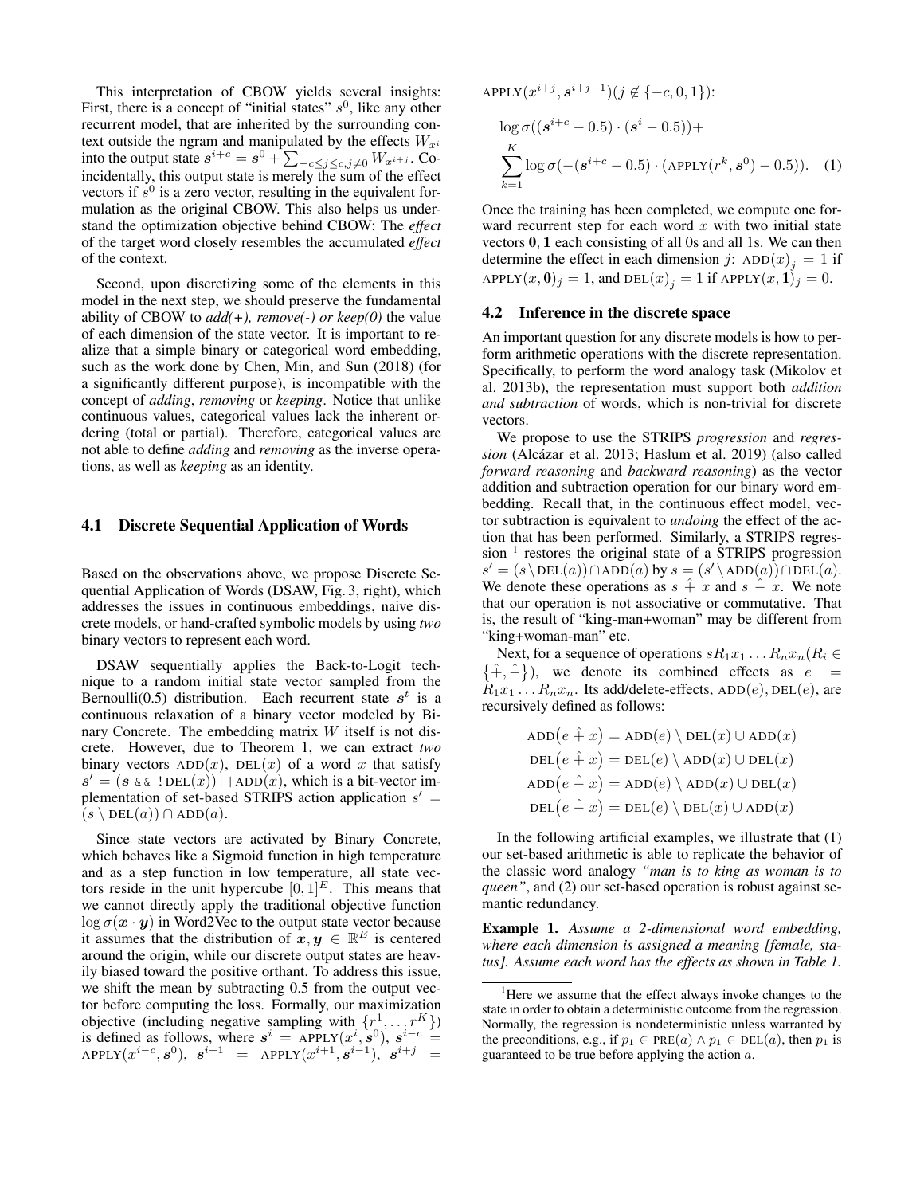This interpretation of CBOW yields several insights: First, there is a concept of "initial states" $s^0$, like any other recurrent model, that are inherited by the surrounding context outside the ngram and manipulated by the effects $W_{x^i}$ into the output state $\boldsymbol{s}^{i+c} = \boldsymbol{s}^0 + \sum_{-c \leq j \leq c, j \neq 0} W_{x^{i+j}}$. Coincidentally, this output state is merely the sum of the effect vectors if $s^0$ is a zero vector, resulting in the equivalent formulation as the original CBOW. This also helps us understand the optimization objective behind CBOW: The *effect* of the target word closely resembles the accumulated *effect* of the context.

Second, upon discretizing some of the elements in this model in the next step, we should preserve the fundamental ability of CBOW to *add(+), remove(-) or keep(0)* the value of each dimension of the state vector. It is important to realize that a simple binary or categorical word embedding, such as the work done by Chen, Min, and Sun (2018) (for a significantly different purpose), is incompatible with the concept of *adding*, *removing* or *keeping*. Notice that unlike continuous values, categorical values lack the inherent ordering (total or partial). Therefore, categorical values are not able to define *adding* and *removing* as the inverse operations, as well as *keeping* as an identity.

### 4.1 Discrete Sequential Application of Words

Based on the observations above, we propose Discrete Sequential Application of Words (DSAW, Fig. 3, right), which addresses the issues in continuous embeddings, naive discrete models, or hand-crafted symbolic models by using *two* binary vectors to represent each word.

DSAW sequentially applies the Back-to-Logit technique to a random initial state vector sampled from the Bernoulli(0.5) distribution. Each recurrent state $\boldsymbol{s}^t$ is a continuous relaxation of a binary vector modeled by Binary Concrete. The embedding matrix $W$ itself is not discrete. However, due to Theorem 1, we can extract *two* binary vectors $\text{ADD}(x)$, $\text{DEL}(x)$ of a word $x$ that satisfy $\boldsymbol{s}' = (\boldsymbol{s} \;\&\&\; !\,\text{DEL}(x)) \,||\, \text{ADD}(x)$, which is a bit-vector implementation of set-based STRIPS action application $s' = (s \setminus \text{DEL}(a)) \cap \text{ADD}(a)$.

Since state vectors are activated by Binary Concrete, which behaves like a Sigmoid function in high temperature and as a step function in low temperature, all state vectors reside in the unit hypercube $[0, 1]^E$. This means that we cannot directly apply the traditional objective function $\log \sigma(\boldsymbol{x} \cdot \boldsymbol{y})$ in Word2Vec to the output state vector because it assumes that the distribution of $\boldsymbol{x}, \boldsymbol{y} \in \mathbb{R}^E$ is centered around the origin, while our discrete output states are heavily biased toward the positive orthant. To address this issue, we shift the mean by subtracting 0.5 from the output vector before computing the loss. Formally, our maximization objective (including negative sampling with $\{r^1, \ldots r^K\}$) is defined as follows, where $\boldsymbol{s}^i = \text{APPLY}(x^i, \boldsymbol{s}^0)$, $\boldsymbol{s}^{i-c} = \text{APPLY}(x^{i-c}, \boldsymbol{s}^0)$, $\boldsymbol{s}^{i+1} = \text{APPLY}(x^{i+1}, \boldsymbol{s}^{i-1})$, $\boldsymbol{s}^{i+j} = \text{APPLY}(x^{i+j}, \boldsymbol{s}^{i+j-1}) (j \notin \{-c, 0, 1\})$:

$$\log \sigma((\boldsymbol{s}^{i+c} - 0.5) \cdot (\boldsymbol{s}^i - 0.5)) + \sum_{k=1}^{K} \log \sigma(-(\boldsymbol{s}^{i+c} - 0.5) \cdot (\text{APPLY}(r^k, \boldsymbol{s}^0) - 0.5)). \quad (1)$$

Once the training has been completed, we compute one forward recurrent step for each word $x$ with two initial state vectors $\mathbf{0}, \mathbf{1}$ each consisting of all 0s and all 1s. We can then determine the effect in each dimension $j$: $\text{ADD}(x)_j = 1$ if $\text{APPLY}(x, \mathbf{0})_j = 1$, and $\text{DEL}(x)_j = 1$ if $\text{APPLY}(x, \mathbf{1})_j = 0$.

### 4.2 Inference in the discrete space

An important question for any discrete models is how to perform arithmetic operations with the discrete representation. Specifically, to perform the word analogy task (Mikolov et al. 2013b), the representation must support both *addition and subtraction* of words, which is non-trivial for discrete vectors.

We propose to use the STRIPS *progression* and *regression* (Alcázar et al. 2013; Haslum et al. 2019) (also called *forward reasoning* and *backward reasoning*) as the vector addition and subtraction operation for our binary word embedding. Recall that, in the continuous effect model, vector subtraction is equivalent to *undoing* the effect of the action that has been performed. Similarly, a STRIPS regression [1] restores the original state of a STRIPS progression $s' = (s \setminus \text{DEL}(a)) \cap \text{ADD}(a)$ by $s = (s' \setminus \text{ADD}(a)) \cap \text{DEL}(a)$. We denote these operations as $s \mathbin{\hat{+}} x$ and $s \mathbin{\hat{-}} x$. We note that our operation is not associative or commutative. That is, the result of "king-man+woman" may be different from "king+woman-man" etc.

Next, for a sequence of operations $sR_1x_1 \ldots R_nx_n (R_i \in \{\hat{+}, \hat{-}\})$, we denote its combined effects as $e = R_1x_1 \ldots R_nx_n$. Its add/delete-effects, $\text{ADD}(e), \text{DEL}(e)$, are recursively defined as follows:

$$\text{ADD}(e \mathbin{\hat{+}} x) = \text{ADD}(e) \setminus \text{DEL}(x) \cup \text{ADD}(x)$$
$$\text{DEL}(e \mathbin{\hat{+}} x) = \text{DEL}(e) \setminus \text{ADD}(x) \cup \text{DEL}(x)$$
$$\text{ADD}(e \mathbin{\hat{-}} x) = \text{ADD}(e) \setminus \text{ADD}(x) \cup \text{DEL}(x)$$
$$\text{DEL}(e \mathbin{\hat{-}} x) = \text{DEL}(e) \setminus \text{DEL}(x) \cup \text{ADD}(x)$$

In the following artificial examples, we illustrate that (1) our set-based arithmetic is able to replicate the behavior of the classic word analogy *"man is to king as woman is to queen"*, and (2) our set-based operation is robust against semantic redundancy.

**Example 1.** *Assume a 2-dimensional word embedding, where each dimension is assigned a meaning [female, status]. Assume each word has the effects as shown in Table 1.*

[1] Here we assume that the effect always invoke changes to the state in order to obtain a deterministic outcome from the regression. Normally, the regression is nondeterministic unless warranted by the preconditions, e.g., if $p_1 \in \text{PRE}(a) \wedge p_1 \in \text{DEL}(a)$, then $p_1$ is guaranteed to be true before applying the action $a$.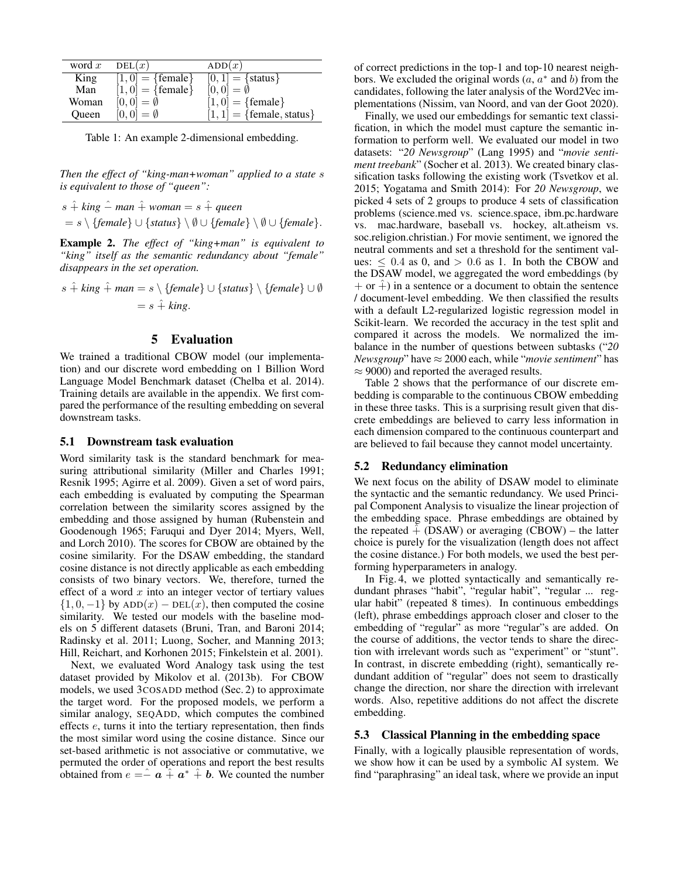| word $x$ | $\text{DEL}(x)$ | $\text{ADD}(x)$ |
|---|---|---|
| King | $[1,0] = \{\text{female}\}$ | $[0,1] = \{\text{status}\}$ |
| Man | $[1,0] = \{\text{female}\}$ | $[0,0] = \emptyset$ |
| Woman | $[0,0] = \emptyset$ | $[1,0] = \{\text{female}\}$ |
| Queen | $[0,0] = \emptyset$ | $[1,1] = \{\text{female, status}\}$ |

Table 1: An example 2-dimensional embedding.

*Then the effect of "king-man+woman" applied to a state $s$ is equivalent to those of "queen":*

$$s \,\hat{+}\, \textit{king} \,\hat{-}\, \textit{man} \,\hat{+}\, \textit{woman} = s \,\hat{+}\, \textit{queen}$$
$$= s \setminus \{\textit{female}\} \cup \{\textit{status}\} \setminus \emptyset \cup \{\textit{female}\} \setminus \emptyset \cup \{\textit{female}\}.$$

**Example 2.** *The effect of "king+man" is equivalent to "king" itself as the semantic redundancy about "female" disappears in the set operation.*

$$s \,\hat{+}\, \textit{king} \,\hat{+}\, \textit{man} = s \setminus \{\textit{female}\} \cup \{\textit{status}\} \setminus \{\textit{female}\} \cup \emptyset$$
$$= s \,\hat{+}\, \textit{king}.$$

## 5 Evaluation

We trained a traditional CBOW model (our implementation) and our discrete word embedding on 1 Billion Word Language Model Benchmark dataset (Chelba et al. 2014). Training details are available in the appendix. We first compared the performance of the resulting embedding on several downstream tasks.

### 5.1 Downstream task evaluation

Word similarity task is the standard benchmark for measuring attributional similarity (Miller and Charles 1991; Resnik 1995; Agirre et al. 2009). Given a set of word pairs, each embedding is evaluated by computing the Spearman correlation between the similarity scores assigned by the embedding and those assigned by human (Rubenstein and Goodenough 1965; Faruqui and Dyer 2014; Myers, Well, and Lorch 2010). The scores for CBOW are obtained by the cosine similarity. For the DSAW embedding, the standard cosine distance is not directly applicable as each embedding consists of two binary vectors. We, therefore, turned the effect of a word $x$ into an integer vector of tertiary values $\{1, 0, -1\}$ by $\text{ADD}(x) - \text{DEL}(x)$, then computed the cosine similarity. We tested our models with the baseline models on 5 different datasets (Bruni, Tran, and Baroni 2014; Radinsky et al. 2011; Luong, Socher, and Manning 2013; Hill, Reichart, and Korhonen 2015; Finkelstein et al. 2001).

Next, we evaluated Word Analogy task using the test dataset provided by Mikolov et al. (2013b). For CBOW models, we used 3COSADD method (Sec. 2) to approximate the target word. For the proposed models, we perform a similar analogy, SEQADD, which computes the combined effects $e$, turns it into the tertiary representation, then finds the most similar word using the cosine distance. Since our set-based arithmetic is not associative or commutative, we permuted the order of operations and report the best results obtained from $e = \hat{-}\, \boldsymbol{a} \,\hat{+}\, \boldsymbol{a}^* \,\hat{+}\, \boldsymbol{b}$. We counted the number of correct predictions in the top-1 and top-10 nearest neighbors. We excluded the original words ($a$, $a^*$ and $b$) from the candidates, following the later analysis of the Word2Vec implementations (Nissim, van Noord, and van der Goot 2020).

Finally, we used our embeddings for semantic text classification, in which the model must capture the semantic information to perform well. We evaluated our model in two datasets: "*20 Newsgroup*" (Lang 1995) and "*movie sentiment treebank*" (Socher et al. 2013). We created binary classification tasks following the existing work (Tsvetkov et al. 2015; Yogatama and Smith 2014): For *20 Newsgroup*, we picked 4 sets of 2 groups to produce 4 sets of classification problems (science.med vs. science.space, ibm.pc.hardware vs. mac.hardware, baseball vs. hockey, alt.atheism vs. soc.religion.christian.) For movie sentiment, we ignored the neutral comments and set a threshold for the sentiment values: $\leq 0.4$ as 0, and $> 0.6$ as 1. In both the CBOW and the DSAW model, we aggregated the word embeddings (by $+$ or $\hat{+}$) in a sentence or a document to obtain the sentence / document-level embedding. We then classified the results with a default L2-regularized logistic regression model in Scikit-learn. We recorded the accuracy in the test split and compared it across the models. We normalized the imbalance in the number of questions between subtasks ("*20 Newsgroup*" have $\approx 2000$ each, while "*movie sentiment*" has $\approx 9000$) and reported the averaged results.

Table 2 shows that the performance of our discrete embedding is comparable to the continuous CBOW embedding in these three tasks. This is a surprising result given that discrete embeddings are believed to carry less information in each dimension compared to the continuous counterpart and are believed to fail because they cannot model uncertainty.

### 5.2 Redundancy elimination

We next focus on the ability of DSAW model to eliminate the syntactic and the semantic redundancy. We used Principal Component Analysis to visualize the linear projection of the embedding space. Phrase embeddings are obtained by the repeated $\hat{+}$ (DSAW) or averaging (CBOW) – the latter choice is purely for the visualization (length does not affect the cosine distance.) For both models, we used the best performing hyperparameters in analogy.

In Fig. 4, we plotted syntactically and semantically redundant phrases "habit", "regular habit", "regular ... regular habit" (repeated 8 times). In continuous embeddings (left), phrase embeddings approach closer and closer to the embedding of "regular" as more "regular"s are added. On the course of additions, the vector tends to share the direction with irrelevant words such as "experiment" or "stunt". In contrast, in discrete embedding (right), semantically redundant addition of "regular" does not seem to drastically change the direction, nor share the direction with irrelevant words. Also, repetitive additions do not affect the discrete embedding.

### 5.3 Classical Planning in the embedding space

Finally, with a logically plausible representation of words, we show how it can be used by a symbolic AI system. We find "paraphrasing" an ideal task, where we provide an input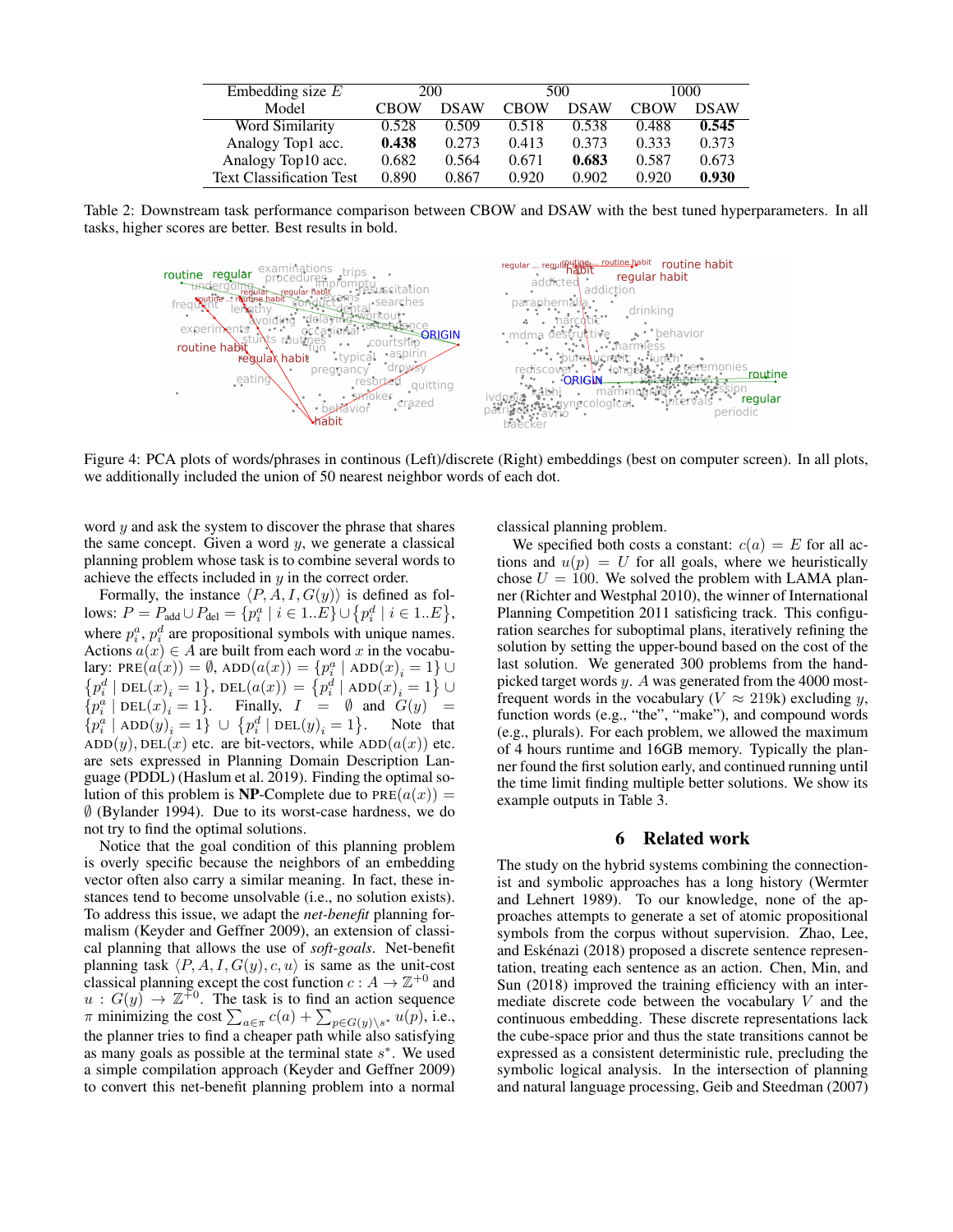| Embedding size $E$ | 200 | | 500 | | 1000 | |
|---|---|---|---|---|---|---|
| Model | CBOW | DSAW | CBOW | DSAW | CBOW | DSAW |
| Word Similarity | 0.528 | 0.509 | 0.518 | 0.538 | 0.488 | **0.545** |
| Analogy Top1 acc. | **0.438** | 0.273 | 0.413 | 0.373 | 0.333 | 0.373 |
| Analogy Top10 acc. | 0.682 | 0.564 | 0.671 | **0.683** | 0.587 | 0.673 |
| Text Classification Test | 0.890 | 0.867 | 0.920 | 0.902 | 0.920 | **0.930** |

Table 2: Downstream task performance comparison between CBOW and DSAW with the best tuned hyperparameters. In all tasks, higher scores are better. Best results in bold.

Figure 4: PCA plots of words/phrases in continous (Left)/discrete (Right) embeddings (best on computer screen). In all plots, we additionally included the union of 50 nearest neighbor words of each dot.

word $y$ and ask the system to discover the phrase that shares the same concept. Given a word $y$, we generate a classical planning problem whose task is to combine several words to achieve the effects included in $y$ in the correct order.

Formally, the instance $\langle P, A, I, G(y) \rangle$ is defined as follows: $P = P_{\text{add}} \cup P_{\text{del}} = \{p^a_i \mid i \in 1..E\} \cup \{p^d_i \mid i \in 1..E\}$, where $p^a_i$, $p^d_i$ are propositional symbols with unique names. Actions $a(x) \in A$ are built from each word $x$ in the vocabulary: $\text{PRE}(a(x)) = \emptyset$, $\text{ADD}(a(x)) = \{p^a_i \mid \text{ADD}(x)_i = 1\} \cup \{p^d_i \mid \text{DEL}(x)_i = 1\}$, $\text{DEL}(a(x)) = \{p^d_i \mid \text{ADD}(x)_i = 1\} \cup \{p^a_i \mid \text{DEL}(x)_i = 1\}$. Finally, $I = \emptyset$ and $G(y) = \{p^a_i \mid \text{ADD}(y)_i = 1\} \cup \{p^d_i \mid \text{DEL}(y)_i = 1\}$. Note that $\text{ADD}(y), \text{DEL}(x)$ etc. are bit-vectors, while $\text{ADD}(a(x))$ etc. are sets expressed in Planning Domain Description Language (PDDL) (Haslum et al. 2019). Finding the optimal solution of this problem is **NP**-Complete due to $\text{PRE}(a(x)) = \emptyset$ (Bylander 1994). Due to its worst-case hardness, we do not try to find the optimal solutions.

Notice that the goal condition of this planning problem is overly specific because the neighbors of an embedding vector often also carry a similar meaning. In fact, these instances tend to become unsolvable (i.e., no solution exists). To address this issue, we adapt the *net-benefit* planning formalism (Keyder and Geffner 2009), an extension of classical planning that allows the use of *soft-goals*. Net-benefit planning task $\langle P, A, I, G(y), c, u \rangle$ is same as the unit-cost classical planning except the cost function $c : A \to \mathbb{Z}^{+0}$ and $u : G(y) \to \mathbb{Z}^{+0}$. The task is to find an action sequence $\pi$ minimizing the cost $\sum_{a \in \pi} c(a) + \sum_{p \in G(y) \setminus s^*} u(p)$, i.e., the planner tries to find a cheaper path while also satisfying as many goals as possible at the terminal state $s^*$. We used a simple compilation approach (Keyder and Geffner 2009) to convert this net-benefit planning problem into a normal classical planning problem.

We specified both costs a constant: $c(a) = E$ for all actions and $u(p) = U$ for all goals, where we heuristically chose $U = 100$. We solved the problem with LAMA planner (Richter and Westphal 2010), the winner of International Planning Competition 2011 satisficing track. This configuration searches for suboptimal plans, iteratively refining the solution by setting the upper-bound based on the cost of the last solution. We generated 300 problems from the hand-picked target words $y$. $A$ was generated from the 4000 most-frequent words in the vocabulary ($V \approx 219$k) excluding $y$, function words (e.g., "the", "make"), and compound words (e.g., plurals). For each problem, we allowed the maximum of 4 hours runtime and 16GB memory. Typically the planner found the first solution early, and continued running until the time limit finding multiple better solutions. We show its example outputs in Table 3.

## 6 Related work

The study on the hybrid systems combining the connectionist and symbolic approaches has a long history (Wermter and Lehnert 1989). To our knowledge, none of the approaches attempts to generate a set of atomic propositional symbols from the corpus without supervision. Zhao, Lee, and Eskénazi (2018) proposed a discrete sentence representation, treating each sentence as an action. Chen, Min, and Sun (2018) improved the training efficiency with an intermediate discrete code between the vocabulary $V$ and the continuous embedding. These discrete representations lack the cube-space prior and thus the state transitions cannot be expressed as a consistent deterministic rule, precluding the symbolic logical analysis. In the intersection of planning and natural language processing, Geib and Steedman (2007)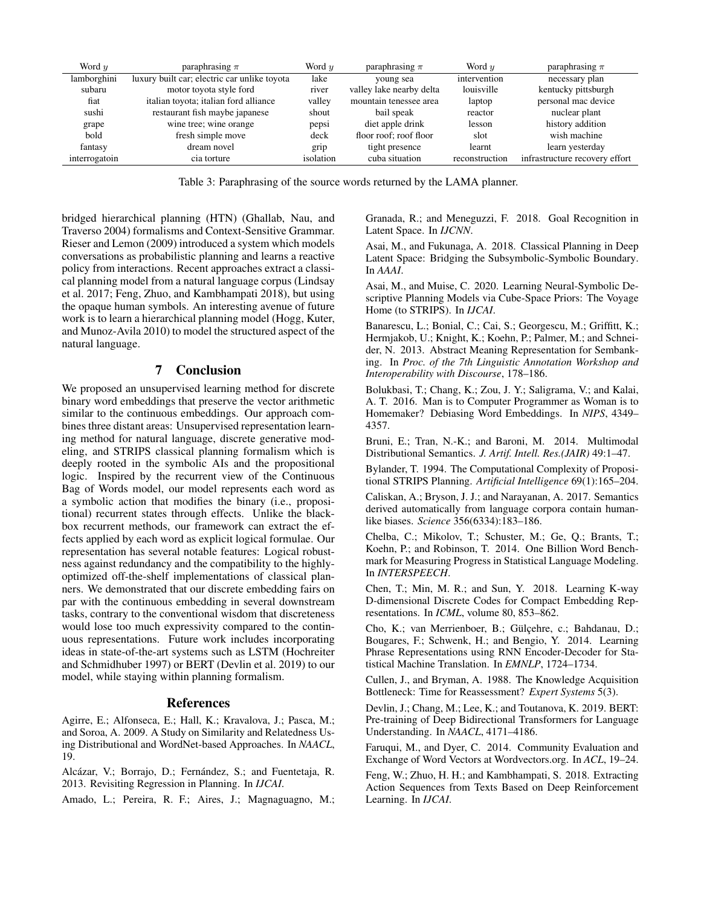| Word $y$ | paraphrasing $\pi$ | Word $y$ | paraphrasing $\pi$ | Word $y$ | paraphrasing $\pi$ |
|---|---|---|---|---|---|
| lamborghini | luxury built car; electric car unlike toyota | lake | young sea | intervention | necessary plan |
| subaru | motor toyota style ford | river | valley lake nearby delta | louisville | kentucky pittsburgh |
| fiat | italian toyota; italian ford alliance | valley | mountain tenessee area | laptop | personal mac device |
| sushi | restaurant fish maybe japanese | shout | bail speak | reactor | nuclear plant |
| grape | wine tree; wine orange | pepsi | diet apple drink | lesson | history addition |
| bold | fresh simple move | deck | floor roof; roof floor | slot | wish machine |
| fantasy | dream novel | grip | tight presence | learnt | learn yesterday |
| interrogatoin | cia torture | isolation | cuba situation | reconstruction | infrastructure recovery effort |

Table 3: Paraphrasing of the source words returned by the LAMA planner.

bridged hierarchical planning (HTN) (Ghallab, Nau, and Traverso 2004) formalisms and Context-Sensitive Grammar. Rieser and Lemon (2009) introduced a system which models conversations as probabilistic planning and learns a reactive policy from interactions. Recent approaches extract a classical planning model from a natural language corpus (Lindsay et al. 2017; Feng, Zhuo, and Kambhampati 2018), but using the opaque human symbols. An interesting avenue of future work is to learn a hierarchical planning model (Hogg, Kuter, and Munoz-Avila 2010) to model the structured aspect of the natural language.

## 7 Conclusion

We proposed an unsupervised learning method for discrete binary word embeddings that preserve the vector arithmetic similar to the continuous embeddings. Our approach combines three distant areas: Unsupervised representation learning method for natural language, discrete generative modeling, and STRIPS classical planning formalism which is deeply rooted in the symbolic AIs and the propositional logic. Inspired by the recurrent view of the Continuous Bag of Words model, our model represents each word as a symbolic action that modifies the binary (i.e., propositional) recurrent states through effects. Unlike the black-box recurrent methods, our framework can extract the effects applied by each word as explicit logical formulae. Our representation has several notable features: Logical robustness against redundancy and the compatibility to the highly-optimized off-the-shelf implementations of classical planners. We demonstrated that our discrete embedding fairs on par with the continuous embedding in several downstream tasks, contrary to the conventional wisdom that discreteness would lose too much expressivity compared to the continuous representations. Future work includes incorporating ideas in state-of-the-art systems such as LSTM (Hochreiter and Schmidhuber 1997) or BERT (Devlin et al. 2019) to our model, while staying within planning formalism.

## References

Agirre, E.; Alfonseca, E.; Hall, K.; Kravalova, J.; Pasca, M.; and Soroa, A. 2009. A Study on Similarity and Relatedness Using Distributional and WordNet-based Approaches. In *NAACL*, 19.

Alcázar, V.; Borrajo, D.; Fernández, S.; and Fuentetaja, R. 2013. Revisiting Regression in Planning. In *IJCAI*.

Amado, L.; Pereira, R. F.; Aires, J.; Magnaguagno, M.; Granada, R.; and Meneguzzi, F. 2018. Goal Recognition in Latent Space. In *IJCNN*.

Asai, M., and Fukunaga, A. 2018. Classical Planning in Deep Latent Space: Bridging the Subsymbolic-Symbolic Boundary. In *AAAI*.

Asai, M., and Muise, C. 2020. Learning Neural-Symbolic Descriptive Planning Models via Cube-Space Priors: The Voyage Home (to STRIPS). In *IJCAI*.

Banarescu, L.; Bonial, C.; Cai, S.; Georgescu, M.; Griffitt, K.; Hermjakob, U.; Knight, K.; Koehn, P.; Palmer, M.; and Schneider, N. 2013. Abstract Meaning Representation for Sembanking. In *Proc. of the 7th Linguistic Annotation Workshop and Interoperability with Discourse*, 178–186.

Bolukbasi, T.; Chang, K.; Zou, J. Y.; Saligrama, V.; and Kalai, A. T. 2016. Man is to Computer Programmer as Woman is to Homemaker? Debiasing Word Embeddings. In *NIPS*, 4349–4357.

Bruni, E.; Tran, N.-K.; and Baroni, M. 2014. Multimodal Distributional Semantics. *J. Artif. Intell. Res.(JAIR)* 49:1–47.

Bylander, T. 1994. The Computational Complexity of Propositional STRIPS Planning. *Artificial Intelligence* 69(1):165–204.

Caliskan, A.; Bryson, J. J.; and Narayanan, A. 2017. Semantics derived automatically from language corpora contain human-like biases. *Science* 356(6334):183–186.

Chelba, C.; Mikolov, T.; Schuster, M.; Ge, Q.; Brants, T.; Koehn, P.; and Robinson, T. 2014. One Billion Word Benchmark for Measuring Progress in Statistical Language Modeling. In *INTERSPEECH*.

Chen, T.; Min, M. R.; and Sun, Y. 2018. Learning K-way D-dimensional Discrete Codes for Compact Embedding Representations. In *ICML*, volume 80, 853–862.

Cho, K.; van Merrienboer, B.; Gülçehre, c.; Bahdanau, D.; Bougares, F.; Schwenk, H.; and Bengio, Y. 2014. Learning Phrase Representations using RNN Encoder-Decoder for Statistical Machine Translation. In *EMNLP*, 1724–1734.

Cullen, J., and Bryman, A. 1988. The Knowledge Acquisition Bottleneck: Time for Reassessment? *Expert Systems* 5(3).

Devlin, J.; Chang, M.; Lee, K.; and Toutanova, K. 2019. BERT: Pre-training of Deep Bidirectional Transformers for Language Understanding. In *NAACL*, 4171–4186.

Faruqui, M., and Dyer, C. 2014. Community Evaluation and Exchange of Word Vectors at Wordvectors.org. In *ACL*, 19–24.

Feng, W.; Zhuo, H. H.; and Kambhampati, S. 2018. Extracting Action Sequences from Texts Based on Deep Reinforcement Learning. In *IJCAI*.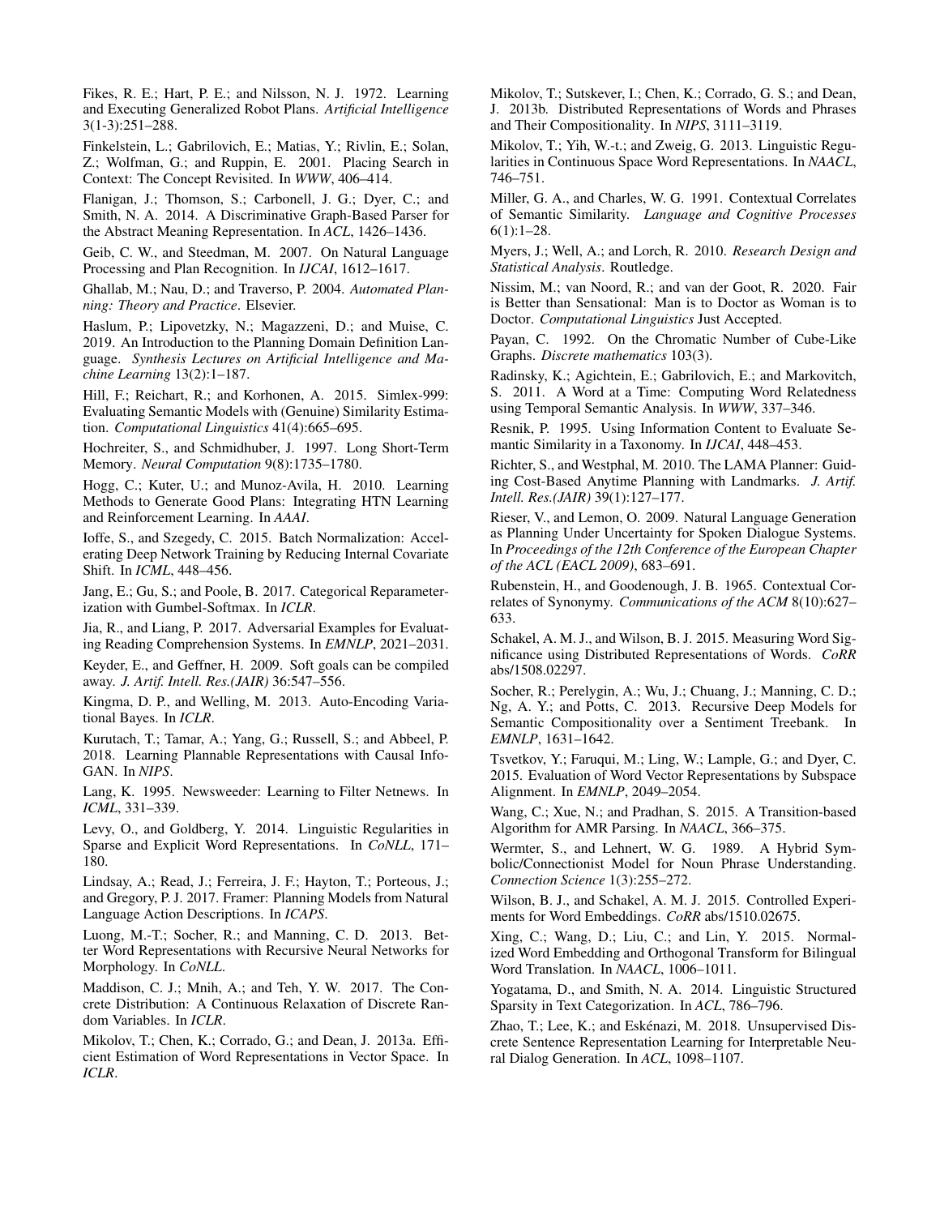Fikes, R. E.; Hart, P. E.; and Nilsson, N. J. 1972. Learning and Executing Generalized Robot Plans. *Artificial Intelligence* 3(1-3):251–288.

Finkelstein, L.; Gabrilovich, E.; Matias, Y.; Rivlin, E.; Solan, Z.; Wolfman, G.; and Ruppin, E. 2001. Placing Search in Context: The Concept Revisited. In *WWW*, 406–414.

Flanigan, J.; Thomson, S.; Carbonell, J. G.; Dyer, C.; and Smith, N. A. 2014. A Discriminative Graph-Based Parser for the Abstract Meaning Representation. In *ACL*, 1426–1436.

Geib, C. W., and Steedman, M. 2007. On Natural Language Processing and Plan Recognition. In *IJCAI*, 1612–1617.

Ghallab, M.; Nau, D.; and Traverso, P. 2004. *Automated Planning: Theory and Practice*. Elsevier.

Haslum, P.; Lipovetzky, N.; Magazzeni, D.; and Muise, C. 2019. An Introduction to the Planning Domain Definition Language. *Synthesis Lectures on Artificial Intelligence and Machine Learning* 13(2):1–187.

Hill, F.; Reichart, R.; and Korhonen, A. 2015. Simlex-999: Evaluating Semantic Models with (Genuine) Similarity Estimation. *Computational Linguistics* 41(4):665–695.

Hochreiter, S., and Schmidhuber, J. 1997. Long Short-Term Memory. *Neural Computation* 9(8):1735–1780.

Hogg, C.; Kuter, U.; and Munoz-Avila, H. 2010. Learning Methods to Generate Good Plans: Integrating HTN Learning and Reinforcement Learning. In *AAAI*.

Ioffe, S., and Szegedy, C. 2015. Batch Normalization: Accelerating Deep Network Training by Reducing Internal Covariate Shift. In *ICML*, 448–456.

Jang, E.; Gu, S.; and Poole, B. 2017. Categorical Reparameterization with Gumbel-Softmax. In *ICLR*.

Jia, R., and Liang, P. 2017. Adversarial Examples for Evaluating Reading Comprehension Systems. In *EMNLP*, 2021–2031.

Keyder, E., and Geffner, H. 2009. Soft goals can be compiled away. *J. Artif. Intell. Res.(JAIR)* 36:547–556.

Kingma, D. P., and Welling, M. 2013. Auto-Encoding Variational Bayes. In *ICLR*.

Kurutach, T.; Tamar, A.; Yang, G.; Russell, S.; and Abbeel, P. 2018. Learning Plannable Representations with Causal InfoGAN. In *NIPS*.

Lang, K. 1995. Newsweeder: Learning to Filter Netnews. In *ICML*, 331–339.

Levy, O., and Goldberg, Y. 2014. Linguistic Regularities in Sparse and Explicit Word Representations. In *CoNLL*, 171–180.

Lindsay, A.; Read, J.; Ferreira, J. F.; Hayton, T.; Porteous, J.; and Gregory, P. J. 2017. Framer: Planning Models from Natural Language Action Descriptions. In *ICAPS*.

Luong, M.-T.; Socher, R.; and Manning, C. D. 2013. Better Word Representations with Recursive Neural Networks for Morphology. In *CoNLL*.

Maddison, C. J.; Mnih, A.; and Teh, Y. W. 2017. The Concrete Distribution: A Continuous Relaxation of Discrete Random Variables. In *ICLR*.

Mikolov, T.; Chen, K.; Corrado, G.; and Dean, J. 2013a. Efficient Estimation of Word Representations in Vector Space. In *ICLR*.

Mikolov, T.; Sutskever, I.; Chen, K.; Corrado, G. S.; and Dean, J. 2013b. Distributed Representations of Words and Phrases and Their Compositionality. In *NIPS*, 3111–3119.

Mikolov, T.; Yih, W.-t.; and Zweig, G. 2013. Linguistic Regularities in Continuous Space Word Representations. In *NAACL*, 746–751.

Miller, G. A., and Charles, W. G. 1991. Contextual Correlates of Semantic Similarity. *Language and Cognitive Processes* 6(1):1–28.

Myers, J.; Well, A.; and Lorch, R. 2010. *Research Design and Statistical Analysis*. Routledge.

Nissim, M.; van Noord, R.; and van der Goot, R. 2020. Fair is Better than Sensational: Man is to Doctor as Woman is to Doctor. *Computational Linguistics* Just Accepted.

Payan, C. 1992. On the Chromatic Number of Cube-Like Graphs. *Discrete mathematics* 103(3).

Radinsky, K.; Agichtein, E.; Gabrilovich, E.; and Markovitch, S. 2011. A Word at a Time: Computing Word Relatedness using Temporal Semantic Analysis. In *WWW*, 337–346.

Resnik, P. 1995. Using Information Content to Evaluate Semantic Similarity in a Taxonomy. In *IJCAI*, 448–453.

Richter, S., and Westphal, M. 2010. The LAMA Planner: Guiding Cost-Based Anytime Planning with Landmarks. *J. Artif. Intell. Res.(JAIR)* 39(1):127–177.

Rieser, V., and Lemon, O. 2009. Natural Language Generation as Planning Under Uncertainty for Spoken Dialogue Systems. In *Proceedings of the 12th Conference of the European Chapter of the ACL (EACL 2009)*, 683–691.

Rubenstein, H., and Goodenough, J. B. 1965. Contextual Correlates of Synonymy. *Communications of the ACM* 8(10):627–633.

Schakel, A. M. J., and Wilson, B. J. 2015. Measuring Word Significance using Distributed Representations of Words. *CoRR* abs/1508.02297.

Socher, R.; Perelygin, A.; Wu, J.; Chuang, J.; Manning, C. D.; Ng, A. Y.; and Potts, C. 2013. Recursive Deep Models for Semantic Compositionality over a Sentiment Treebank. In *EMNLP*, 1631–1642.

Tsvetkov, Y.; Faruqui, M.; Ling, W.; Lample, G.; and Dyer, C. 2015. Evaluation of Word Vector Representations by Subspace Alignment. In *EMNLP*, 2049–2054.

Wang, C.; Xue, N.; and Pradhan, S. 2015. A Transition-based Algorithm for AMR Parsing. In *NAACL*, 366–375.

Wermter, S., and Lehnert, W. G. 1989. A Hybrid Symbolic/Connectionist Model for Noun Phrase Understanding. *Connection Science* 1(3):255–272.

Wilson, B. J., and Schakel, A. M. J. 2015. Controlled Experiments for Word Embeddings. *CoRR* abs/1510.02675.

Xing, C.; Wang, D.; Liu, C.; and Lin, Y. 2015. Normalized Word Embedding and Orthogonal Transform for Bilingual Word Translation. In *NAACL*, 1006–1011.

Yogatama, D., and Smith, N. A. 2014. Linguistic Structured Sparsity in Text Categorization. In *ACL*, 786–796.

Zhao, T.; Lee, K.; and Eskénazi, M. 2018. Unsupervised Discrete Sentence Representation Learning for Interpretable Neural Dialog Generation. In *ACL*, 1098–1107.